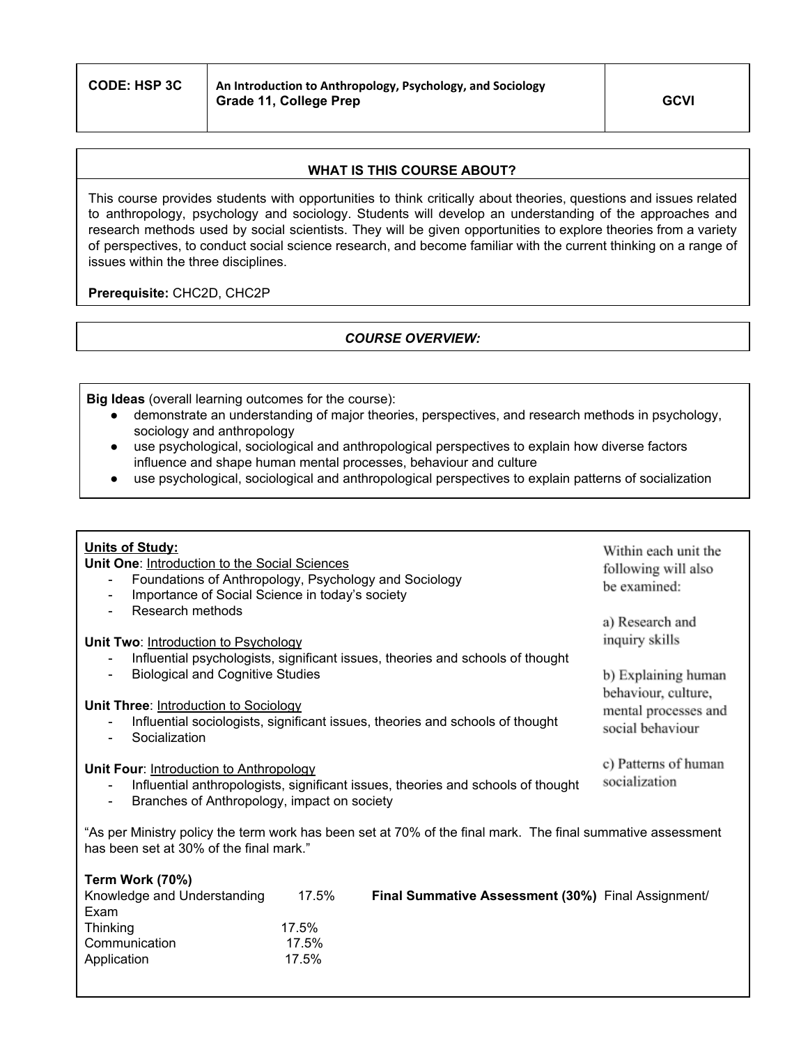| CODE: HSP 3C | An Introduction to Anthropology, Psychology, and Sociology<br>**Grade 11, College Prep** | **GCVI** |
|---|---|---|

## WHAT IS THIS COURSE ABOUT?

This course provides students with opportunities to think critically about theories, questions and issues related to anthropology, psychology and sociology. Students will develop an understanding of the approaches and research methods used by social scientists. They will be given opportunities to explore theories from a variety of perspectives, to conduct social science research, and become familiar with the current thinking on a range of issues within the three disciplines.

**Prerequisite:** CHC2D, CHC2P

## *COURSE OVERVIEW:*

**Big Ideas** (overall learning outcomes for the course):

- demonstrate an understanding of major theories, perspectives, and research methods in psychology, sociology and anthropology
- use psychological, sociological and anthropological perspectives to explain how diverse factors influence and shape human mental processes, behaviour and culture
- use psychological, sociological and anthropological perspectives to explain patterns of socialization

**Units of Study:**

**Unit One**: Introduction to the Social Sciences
- Foundations of Anthropology, Psychology and Sociology
- Importance of Social Science in today's society
- Research methods

**Unit Two**: Introduction to Psychology
- Influential psychologists, significant issues, theories and schools of thought
- Biological and Cognitive Studies

**Unit Three**: Introduction to Sociology
- Influential sociologists, significant issues, theories and schools of thought
- Socialization

**Unit Four**: Introduction to Anthropology
- Influential anthropologists, significant issues, theories and schools of thought
- Branches of Anthropology, impact on society

Within each unit the following will also be examined:

a) Research and inquiry skills

b) Explaining human behaviour, culture, mental processes and social behaviour

c) Patterns of human socialization

"As per Ministry policy the term work has been set at 70% of the final mark. The final summative assessment has been set at 30% of the final mark."

**Term Work (70%)**

| | |
|---|---|
| Knowledge and Understanding | 17.5% |
| Thinking | 17.5% |
| Communication | 17.5% |
| Application | 17.5% |

**Final Summative Assessment (30%)** Final Assignment/ Exam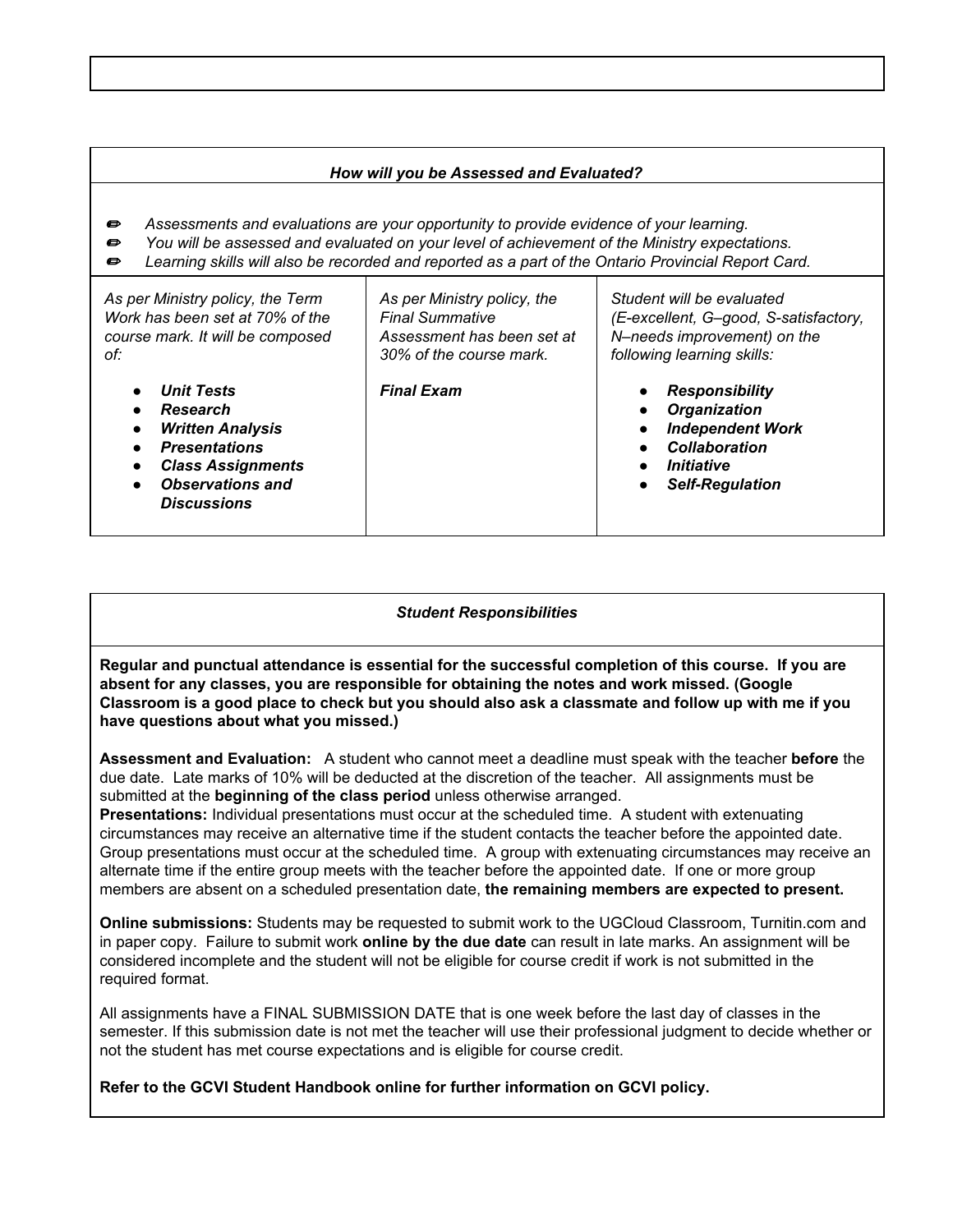### *How will you be Assessed and Evaluated?*

- *Assessments and evaluations are your opportunity to provide evidence of your learning.*
- *You will be assessed and evaluated on your level of achievement of the Ministry expectations.*
- *Learning skills will also be recorded and reported as a part of the Ontario Provincial Report Card.*

| | | |
|---|---|---|
| *As per Ministry policy, the Term Work has been set at 70% of the course mark. It will be composed of:*<br><br>• ***Unit Tests***<br>• ***Research***<br>• ***Written Analysis***<br>• ***Presentations***<br>• ***Class Assignments***<br>• ***Observations and Discussions*** | *As per Ministry policy, the Final Summative Assessment has been set at 30% of the course mark.*<br><br>***Final Exam*** | *Student will be evaluated (E-excellent, G–good, S-satisfactory, N–needs improvement) on the following learning skills:*<br><br>• ***Responsibility***<br>• ***Organization***<br>• ***Independent Work***<br>• ***Collaboration***<br>• ***Initiative***<br>• ***Self-Regulation*** |

### *Student Responsibilities*

**Regular and punctual attendance is essential for the successful completion of this course. If you are absent for any classes, you are responsible for obtaining the notes and work missed. (Google Classroom is a good place to check but you should also ask a classmate and follow up with me if you have questions about what you missed.)**

**Assessment and Evaluation:** A student who cannot meet a deadline must speak with the teacher **before** the due date. Late marks of 10% will be deducted at the discretion of the teacher. All assignments must be submitted at the **beginning of the class period** unless otherwise arranged.

**Presentations:** Individual presentations must occur at the scheduled time. A student with extenuating circumstances may receive an alternative time if the student contacts the teacher before the appointed date. Group presentations must occur at the scheduled time. A group with extenuating circumstances may receive an alternate time if the entire group meets with the teacher before the appointed date. If one or more group members are absent on a scheduled presentation date, **the remaining members are expected to present.**

**Online submissions:** Students may be requested to submit work to the UGCloud Classroom, Turnitin.com and in paper copy. Failure to submit work **online by the due date** can result in late marks. An assignment will be considered incomplete and the student will not be eligible for course credit if work is not submitted in the required format.

All assignments have a FINAL SUBMISSION DATE that is one week before the last day of classes in the semester. If this submission date is not met the teacher will use their professional judgment to decide whether or not the student has met course expectations and is eligible for course credit.

**Refer to the GCVI Student Handbook online for further information on GCVI policy.**